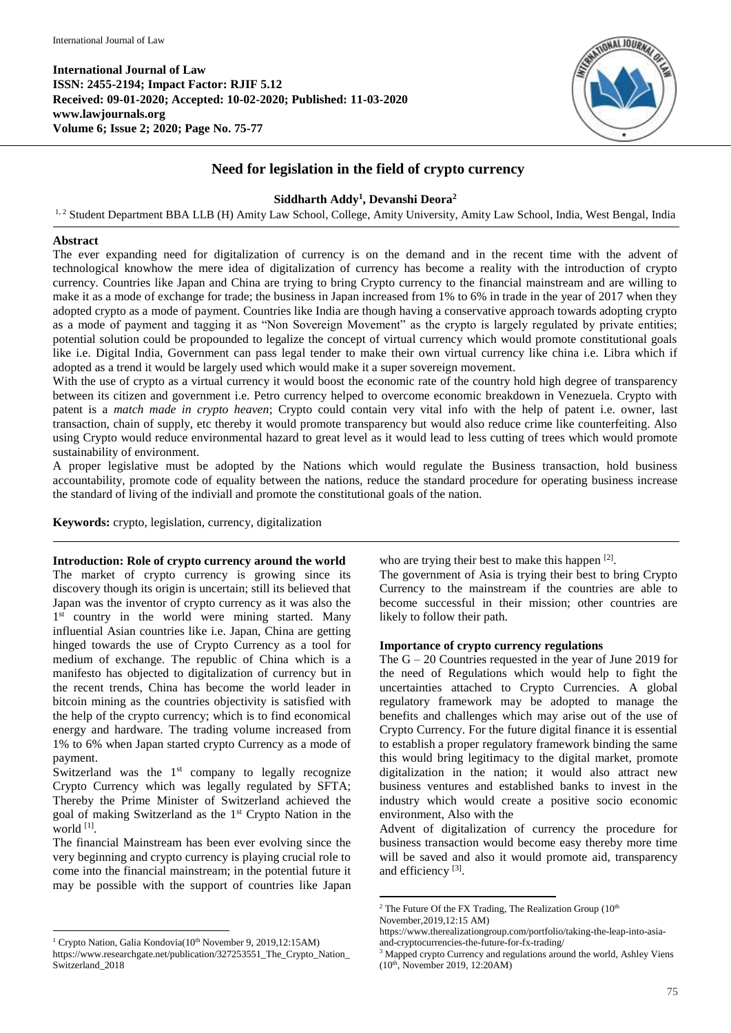**International Journal of Law**
**ISSN: 2455-2194; Impact Factor: RJIF 5.12**
**Received: 09-01-2020; Accepted: 10-02-2020; Published: 11-03-2020**
**www.lawjournals.org**
**Volume 6; Issue 2; 2020; Page No. 75-77**

# Need for legislation in the field of crypto currency

**Siddharth Addy[1], Devanshi Deora[2]**

[1, 2] Student Department BBA LLB (H) Amity Law School, College, Amity University, Amity Law School, India, West Bengal, India

## Abstract

The ever expanding need for digitalization of currency is on the demand and in the recent time with the advent of technological knowhow the mere idea of digitalization of currency has become a reality with the introduction of crypto currency. Countries like Japan and China are trying to bring Crypto currency to the financial mainstream and are willing to make it as a mode of exchange for trade; the business in Japan increased from 1% to 6% in trade in the year of 2017 when they adopted crypto as a mode of payment. Countries like India are though having a conservative approach towards adopting crypto as a mode of payment and tagging it as "Non Sovereign Movement" as the crypto is largely regulated by private entities; potential solution could be propounded to legalize the concept of virtual currency which would promote constitutional goals like i.e. Digital India, Government can pass legal tender to make their own virtual currency like china i.e. Libra which if adopted as a trend it would be largely used which would make it a super sovereign movement.

With the use of crypto as a virtual currency it would boost the economic rate of the country hold high degree of transparency between its citizen and government i.e. Petro currency helped to overcome economic breakdown in Venezuela. Crypto with patent is a *match made in crypto heaven*; Crypto could contain very vital info with the help of patent i.e. owner, last transaction, chain of supply, etc thereby it would promote transparency but would also reduce crime like counterfeiting. Also using Crypto would reduce environmental hazard to great level as it would lead to less cutting of trees which would promote sustainability of environment.

A proper legislative must be adopted by the Nations which would regulate the Business transaction, hold business accountability, promote code of equality between the nations, reduce the standard procedure for operating business increase the standard of living of the indiviall and promote the constitutional goals of the nation.

**Keywords:** crypto, legislation, currency, digitalization

## Introduction: Role of crypto currency around the world

The market of crypto currency is growing since its discovery though its origin is uncertain; still its believed that Japan was the inventor of crypto currency as it was also the 1st country in the world were mining started. Many influential Asian countries like i.e. Japan, China are getting hinged towards the use of Crypto Currency as a tool for medium of exchange. The republic of China which is a manifesto has objected to digitalization of currency but in the recent trends, China has become the world leader in bitcoin mining as the countries objectivity is satisfied with the help of the crypto currency; which is to find economical energy and hardware. The trading volume increased from 1% to 6% when Japan started crypto Currency as a mode of payment.

Switzerland was the 1st company to legally recognize Crypto Currency which was legally regulated by SFTA; Thereby the Prime Minister of Switzerland achieved the goal of making Switzerland as the 1st Crypto Nation in the world [1].

The financial Mainstream has been ever evolving since the very beginning and crypto currency is playing crucial role to come into the financial mainstream; in the potential future it may be possible with the support of countries like Japan who are trying their best to make this happen [2].

The government of Asia is trying their best to bring Crypto Currency to the mainstream if the countries are able to become successful in their mission; other countries are likely to follow their path.

### Importance of crypto currency regulations

The G – 20 Countries requested in the year of June 2019 for the need of Regulations which would help to fight the uncertainties attached to Crypto Currencies. A global regulatory framework may be adopted to manage the benefits and challenges which may arise out of the use of Crypto Currency. For the future digital finance it is essential to establish a proper regulatory framework binding the same this would bring legitimacy to the digital market, promote digitalization in the nation; it would also attract new business ventures and established banks to invest in the industry which would create a positive socio economic environment, Also with the

Advent of digitalization of currency the procedure for business transaction would become easy thereby more time will be saved and also it would promote aid, transparency and efficiency [3].

---

[1] Crypto Nation, Galia Kondovia(10th November 9, 2019,12:15AM) https://www.researchgate.net/publication/327253551_The_Crypto_Nation_Switzerland_2018

[2] The Future Of the FX Trading, The Realization Group (10th November,2019,12:15 AM) https://www.therealizationgroup.com/portfolio/taking-the-leap-into-asia-and-cryptocurrencies-the-future-for-fx-trading/

[3] Mapped crypto Currency and regulations around the world, Ashley Viens (10th, November 2019, 12:20AM)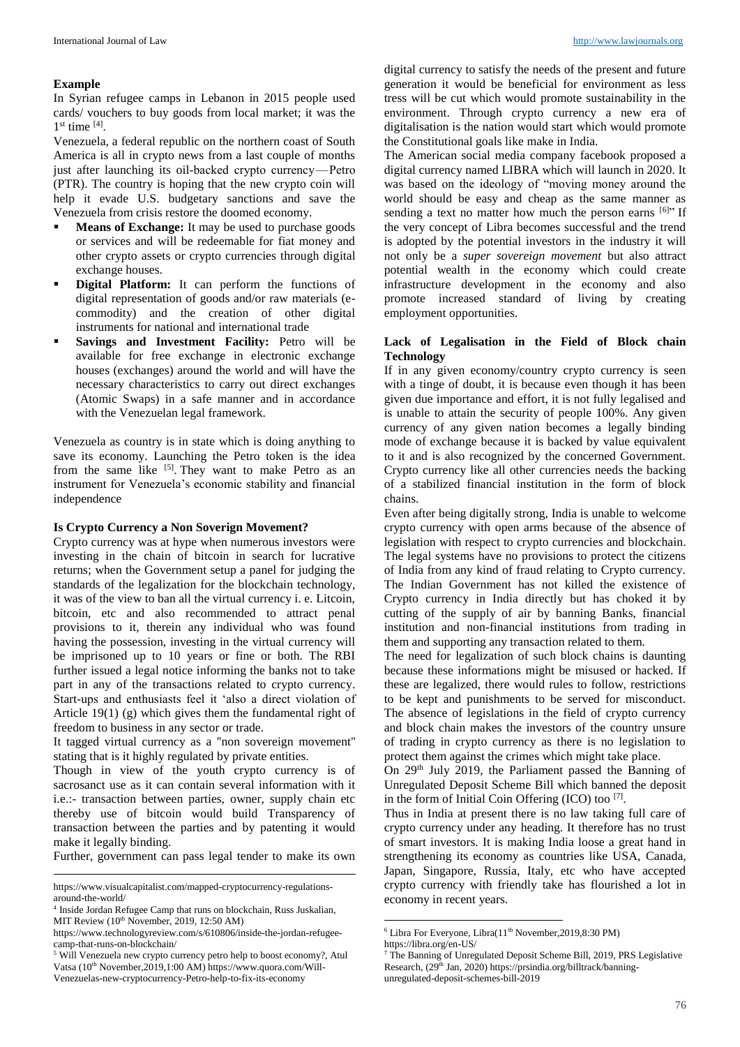**Example**

In Syrian refugee camps in Lebanon in 2015 people used cards/ vouchers to buy goods from local market; it was the 1st time [4].

Venezuela, a federal republic on the northern coast of South America is all in crypto news from a last couple of months just after launching its oil-backed crypto currency—Petro (PTR). The country is hoping that the new crypto coin will help it evade U.S. budgetary sanctions and save the Venezuela from crisis restore the doomed economy.

- **Means of Exchange:** It may be used to purchase goods or services and will be redeemable for fiat money and other crypto assets or crypto currencies through digital exchange houses.
- **Digital Platform:** It can perform the functions of digital representation of goods and/or raw materials (e-commodity) and the creation of other digital instruments for national and international trade
- **Savings and Investment Facility:** Petro will be available for free exchange in electronic exchange houses (exchanges) around the world and will have the necessary characteristics to carry out direct exchanges (Atomic Swaps) in a safe manner and in accordance with the Venezuelan legal framework.

Venezuela as country is in state which is doing anything to save its economy. Launching the Petro token is the idea from the same like [5]. They want to make Petro as an instrument for Venezuela's economic stability and financial independence

**Is Crypto Currency a Non Soverign Movement?**

Crypto currency was at hype when numerous investors were investing in the chain of bitcoin in search for lucrative returns; when the Government setup a panel for judging the standards of the legalization for the blockchain technology, it was of the view to ban all the virtual currency i. e. Litcoin, bitcoin, etc and also recommended to attract penal provisions to it, therein any individual who was found having the possession, investing in the virtual currency will be imprisoned up to 10 years or fine or both. The RBI further issued a legal notice informing the banks not to take part in any of the transactions related to crypto currency. Start-ups and enthusiasts feel it 'also a direct violation of Article 19(1) (g) which gives them the fundamental right of freedom to business in any sector or trade.

It tagged virtual currency as a "non sovereign movement" stating that is it highly regulated by private entities.

Though in view of the youth crypto currency is of sacrosanct use as it can contain several information with it i.e.:- transaction between parties, owner, supply chain etc thereby use of bitcoin would build Transparency of transaction between the parties and by patenting it would make it legally binding.

Further, government can pass legal tender to make its own digital currency to satisfy the needs of the present and future generation it would be beneficial for environment as less tress will be cut which would promote sustainability in the environment. Through crypto currency a new era of digitalisation is the nation would start which would promote the Constitutional goals like make in India.

The American social media company facebook proposed a digital currency named LIBRA which will launch in 2020. It was based on the ideology of "moving money around the world should be easy and cheap as the same manner as sending a text no matter how much the person earns [6]" If the very concept of Libra becomes successful and the trend is adopted by the potential investors in the industry it will not only be a *super sovereign movement* but also attract potential wealth in the economy which could create infrastructure development in the economy and also promote increased standard of living by creating employment opportunities.

**Lack of Legalisation in the Field of Block chain Technology**

If in any given economy/country crypto currency is seen with a tinge of doubt, it is because even though it has been given due importance and effort, it is not fully legalised and is unable to attain the security of people 100%. Any given currency of any given nation becomes a legally binding mode of exchange because it is backed by value equivalent to it and is also recognized by the concerned Government. Crypto currency like all other currencies needs the backing of a stabilized financial institution in the form of block chains.

Even after being digitally strong, India is unable to welcome crypto currency with open arms because of the absence of legislation with respect to crypto currencies and blockchain. The legal systems have no provisions to protect the citizens of India from any kind of fraud relating to Crypto currency. The Indian Government has not killed the existence of Crypto currency in India directly but has choked it by cutting of the supply of air by banning Banks, financial institution and non-financial institutions from trading in them and supporting any transaction related to them.

The need for legalization of such block chains is daunting because these informations might be misused or hacked. If these are legalized, there would rules to follow, restrictions to be kept and punishments to be served for misconduct. The absence of legislations in the field of crypto currency and block chain makes the investors of the country unsure of trading in crypto currency as there is no legislation to protect them against the crimes which might take place.

On 29th July 2019, the Parliament passed the Banning of Unregulated Deposit Scheme Bill which banned the deposit in the form of Initial Coin Offering (ICO) too [7].

Thus in India at present there is no law taking full care of crypto currency under any heading. It therefore has no trust of smart investors. It is making India loose a great hand in strengthening its economy as countries like USA, Canada, Japan, Singapore, Russia, Italy, etc who have accepted crypto currency with friendly take has flourished a lot in economy in recent years.

---

https://www.visualcapitalist.com/mapped-cryptocurrency-regulations-around-the-world/

[4] Inside Jordan Refugee Camp that runs on blockchain, Russ Juskalian, MIT Review (10th November, 2019, 12:50 AM) https://www.technologyreview.com/s/610806/inside-the-jordan-refugee-camp-that-runs-on-blockchain/

[5] Will Venezuela new crypto currency petro help to boost economy?, Atul Vatsa (10th November,2019,1:00 AM) https://www.quora.com/Will-Venezuelas-new-cryptocurrency-Petro-help-to-fix-its-economy

[6] Libra For Everyone, Libra(11th November,2019,8:30 PM) https://libra.org/en-US/

[7] The Banning of Unregulated Deposit Scheme Bill, 2019, PRS Legislative Research, (29th Jan, 2020) https://prsindia.org/billtrack/banning-unregulated-deposit-schemes-bill-2019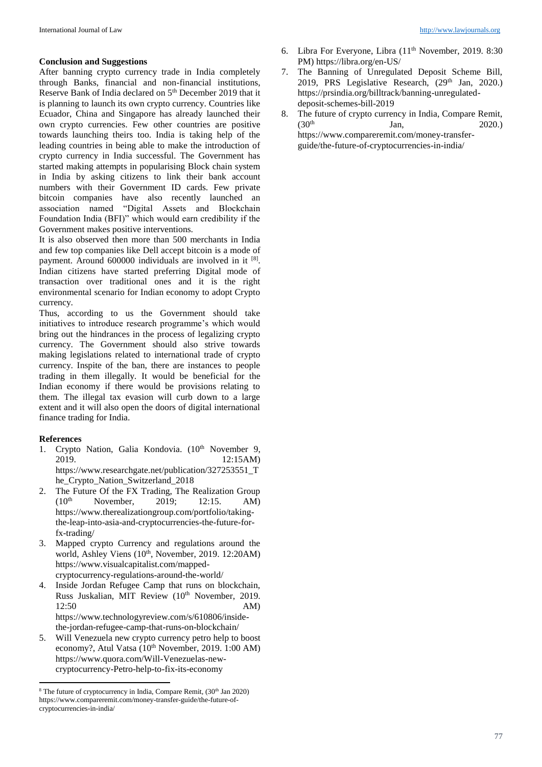## Conclusion and Suggestions

After banning crypto currency trade in India completely through Banks, financial and non-financial institutions, Reserve Bank of India declared on 5th December 2019 that it is planning to launch its own crypto currency. Countries like Ecuador, China and Singapore has already launched their own crypto currencies. Few other countries are positive towards launching theirs too. India is taking help of the leading countries in being able to make the introduction of crypto currency in India successful. The Government has started making attempts in popularising Block chain system in India by asking citizens to link their bank account numbers with their Government ID cards. Few private bitcoin companies have also recently launched an association named "Digital Assets and Blockchain Foundation India (BFI)" which would earn credibility if the Government makes positive interventions.

It is also observed then more than 500 merchants in India and few top companies like Dell accept bitcoin is a mode of payment. Around 600000 individuals are involved in it [8]. Indian citizens have started preferring Digital mode of transaction over traditional ones and it is the right environmental scenario for Indian economy to adopt Crypto currency.

Thus, according to us the Government should take initiatives to introduce research programme's which would bring out the hindrances in the process of legalizing crypto currency. The Government should also strive towards making legislations related to international trade of crypto currency. Inspite of the ban, there are instances to people trading in them illegally. It would be beneficial for the Indian economy if there would be provisions relating to them. The illegal tax evasion will curb down to a large extent and it will also open the doors of digital international finance trading for India.

## References

1. Crypto Nation, Galia Kondovia. (10th November 9, 2019. 12:15AM) https://www.researchgate.net/publication/327253551_The_Crypto_Nation_Switzerland_2018
2. The Future Of the FX Trading, The Realization Group (10th November, 2019; 12:15. AM) https://www.therealizationgroup.com/portfolio/taking-the-leap-into-asia-and-cryptocurrencies-the-future-for-fx-trading/
3. Mapped crypto Currency and regulations around the world, Ashley Viens (10th, November, 2019. 12:20AM) https://www.visualcapitalist.com/mapped-cryptocurrency-regulations-around-the-world/
4. Inside Jordan Refugee Camp that runs on blockchain, Russ Juskalian, MIT Review (10th November, 2019. 12:50 AM) https://www.technologyreview.com/s/610806/inside-the-jordan-refugee-camp-that-runs-on-blockchain/
5. Will Venezuela new crypto currency petro help to boost economy?, Atul Vatsa (10th November, 2019. 1:00 AM) https://www.quora.com/Will-Venezuelas-new-cryptocurrency-Petro-help-to-fix-its-economy
6. Libra For Everyone, Libra (11th November, 2019. 8:30 PM) https://libra.org/en-US/
7. The Banning of Unregulated Deposit Scheme Bill, 2019, PRS Legislative Research, (29th Jan, 2020.) https://prsindia.org/billtrack/banning-unregulated-deposit-schemes-bill-2019
8. The future of crypto currency in India, Compare Remit, (30th Jan, 2020.) https://www.compareremit.com/money-transfer-guide/the-future-of-cryptocurrencies-in-india/

[8] The future of cryptocurrency in India, Compare Remit, (30th Jan 2020) https://www.compareremit.com/money-transfer-guide/the-future-of-cryptocurrencies-in-india/